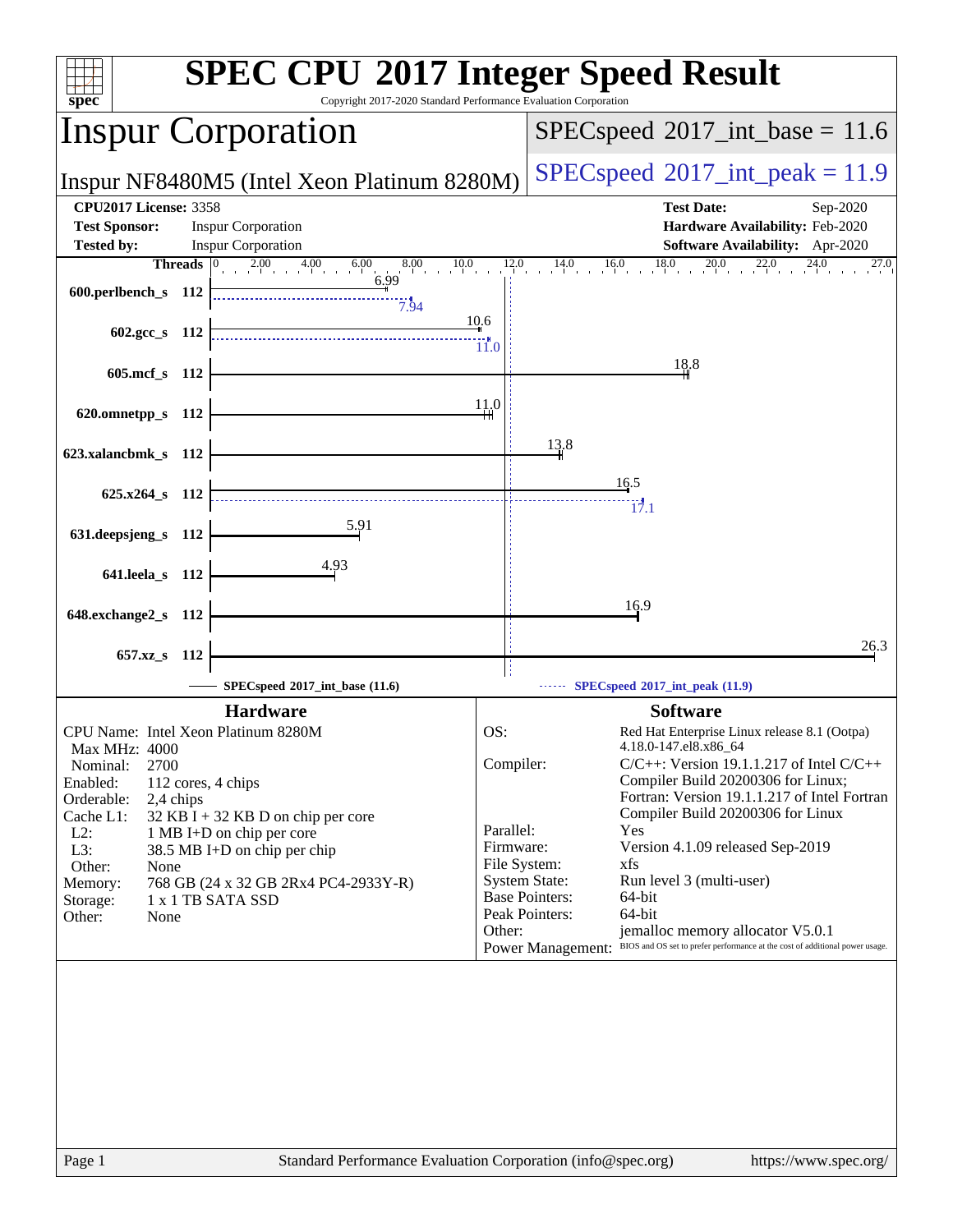# SPEC CPU 2017 Integer Speed Result

Copyright 2017-2020 Standard Performance Evaluation Corporation

## Inspur Corporation

**Inspur NF8480M5 (Intel Xeon Platinum 8280M)**

SPECspeed 2017_int_base = 11.6

SPECspeed 2017_int_peak = 11.9

| | | | |
|---|---|---|---|
| **CPU2017 License:** | 3358 | **Test Date:** | Sep-2020 |
| **Test Sponsor:** | Inspur Corporation | **Hardware Availability:** | Feb-2020 |
| **Tested by:** | Inspur Corporation | **Software Availability:** | Apr-2020 |

| Benchmark | Threads | Base | Peak |
|---|---|---|---|
| 600.perlbench_s | 112 | 6.99 | 7.94 |
| 602.gcc_s | 112 | 10.6 | 11.0 |
| 605.mcf_s | 112 | 18.8 | |
| 620.omnetpp_s | 112 | 11.0 | |
| 623.xalancbmk_s | 112 | 13.8 | |
| 625.x264_s | 112 | 16.5 | 17.1 |
| 631.deepsjeng_s | 112 | 5.91 | |
| 641.leela_s | 112 | 4.93 | |
| 648.exchange2_s | 112 | 16.9 | |
| 657.xz_s | 112 | 26.3 | |

SPECspeed 2017_int_base (11.6)

SPECspeed 2017_int_peak (11.9)

### Hardware

| | |
|---|---|
| CPU Name: | Intel Xeon Platinum 8280M |
| Max MHz: | 4000 |
| Nominal: | 2700 |
| Enabled: | 112 cores, 4 chips |
| Orderable: | 2,4 chips |
| Cache L1: | 32 KB I + 32 KB D on chip per core |
| L2: | 1 MB I+D on chip per core |
| L3: | 38.5 MB I+D on chip per chip |
| Other: | None |
| Memory: | 768 GB (24 x 32 GB 2Rx4 PC4-2933Y-R) |
| Storage: | 1 x 1 TB SATA SSD |
| Other: | None |

### Software

| | |
|---|---|
| OS: | Red Hat Enterprise Linux release 8.1 (Ootpa) 4.18.0-147.el8.x86_64 |
| Compiler: | C/C++: Version 19.1.1.217 of Intel C/C++ Compiler Build 20200306 for Linux; Fortran: Version 19.1.1.217 of Intel Fortran Compiler Build 20200306 for Linux |
| Parallel: | Yes |
| Firmware: | Version 4.1.09 released Sep-2019 |
| File System: | xfs |
| System State: | Run level 3 (multi-user) |
| Base Pointers: | 64-bit |
| Peak Pointers: | 64-bit |
| Other: | jemalloc memory allocator V5.0.1 |
| Power Management: | BIOS and OS set to prefer performance at the cost of additional power usage. |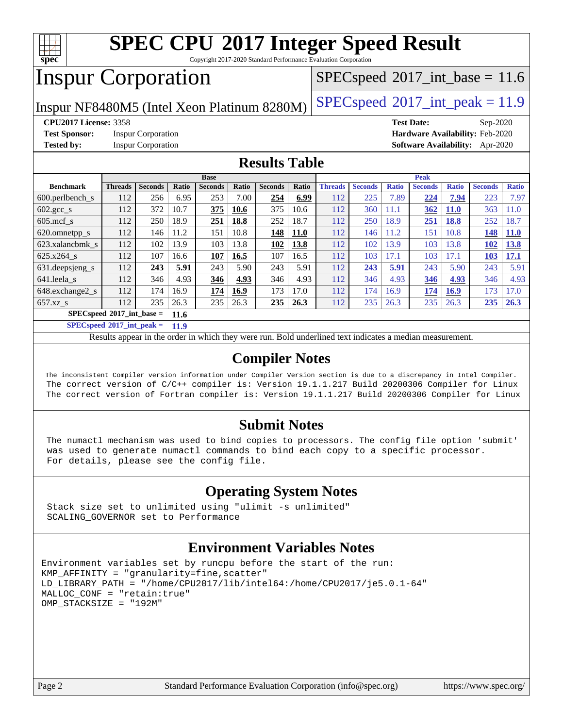# SPEC CPU 2017 Integer Speed Result

Copyright 2017-2020 Standard Performance Evaluation Corporation

# Inspur Corporation

Inspur NF8480M5 (Intel Xeon Platinum 8280M)

SPECspeed 2017_int_base = 11.6

SPECspeed 2017_int_peak = 11.9

**CPU2017 License:** 3358
**Test Sponsor:** Inspur Corporation
**Tested by:** Inspur Corporation

**Test Date:** Sep-2020
**Hardware Availability:** Feb-2020
**Software Availability:** Apr-2020

## Results Table

| Benchmark | Base | | | | | | | Peak | | | | | | |
|---|---|---|---|---|---|---|---|---|---|---|---|---|---|---|
| | Threads | Seconds | Ratio | Seconds | Ratio | Seconds | Ratio | Threads | Seconds | Ratio | Seconds | Ratio | Seconds | Ratio |
| 600.perlbench_s | 112 | 256 | 6.95 | 253 | 7.00 | **254** | **6.99** | 112 | 225 | 7.89 | **224** | **7.94** | 223 | 7.97 |
| 602.gcc_s | 112 | 372 | 10.7 | **375** | **10.6** | 375 | 10.6 | 112 | 360 | 11.1 | **362** | **11.0** | 363 | 11.0 |
| 605.mcf_s | 112 | 250 | 18.9 | **251** | **18.8** | 252 | 18.7 | 112 | 250 | 18.9 | **251** | **18.8** | 252 | 18.7 |
| 620.omnetpp_s | 112 | 146 | 11.2 | 151 | 10.8 | **148** | **11.0** | 112 | 146 | 11.2 | 151 | 10.8 | **148** | **11.0** |
| 623.xalancbmk_s | 112 | 102 | 13.9 | 103 | 13.8 | **102** | **13.8** | 112 | 102 | 13.9 | 103 | 13.8 | **102** | **13.8** |
| 625.x264_s | 112 | 107 | 16.6 | **107** | **16.5** | 107 | 16.5 | 112 | 103 | 17.1 | 103 | 17.1 | **103** | **17.1** |
| 631.deepsjeng_s | 112 | **243** | **5.91** | 243 | 5.90 | 243 | 5.91 | 112 | **243** | **5.91** | 243 | 5.90 | 243 | 5.91 |
| 641.leela_s | 112 | 346 | 4.93 | **346** | **4.93** | 346 | 4.93 | 112 | 346 | 4.93 | **346** | **4.93** | 346 | 4.93 |
| 648.exchange2_s | 112 | 174 | 16.9 | **174** | **16.9** | 173 | 17.0 | 112 | 174 | 16.9 | **174** | **16.9** | 173 | 17.0 |
| 657.xz_s | 112 | 235 | 26.3 | 235 | 26.3 | **235** | **26.3** | 112 | 235 | 26.3 | 235 | 26.3 | **235** | **26.3** |

**SPECspeed 2017_int_base = 11.6**

**SPECspeed 2017_int_peak = 11.9**

Results appear in the order in which they were run. Bold underlined text indicates a median measurement.

## Compiler Notes

The inconsistent Compiler version information under Compiler Version section is due to a discrepancy in Intel Compiler.
The correct version of C/C++ compiler is: Version 19.1.1.217 Build 20200306 Compiler for Linux
The correct version of Fortran compiler is: Version 19.1.1.217 Build 20200306 Compiler for Linux

## Submit Notes

The numactl mechanism was used to bind copies to processors. The config file option 'submit' was used to generate numactl commands to bind each copy to a specific processor.
For details, please see the config file.

## Operating System Notes

Stack size set to unlimited using "ulimit -s unlimited"
SCALING_GOVERNOR set to Performance

## Environment Variables Notes

```
Environment variables set by runcpu before the start of the run:
KMP_AFFINITY = "granularity=fine,scatter"
LD_LIBRARY_PATH = "/home/CPU2017/lib/intel64:/home/CPU2017/je5.0.1-64"
MALLOC_CONF = "retain:true"
OMP_STACKSIZE = "192M"
```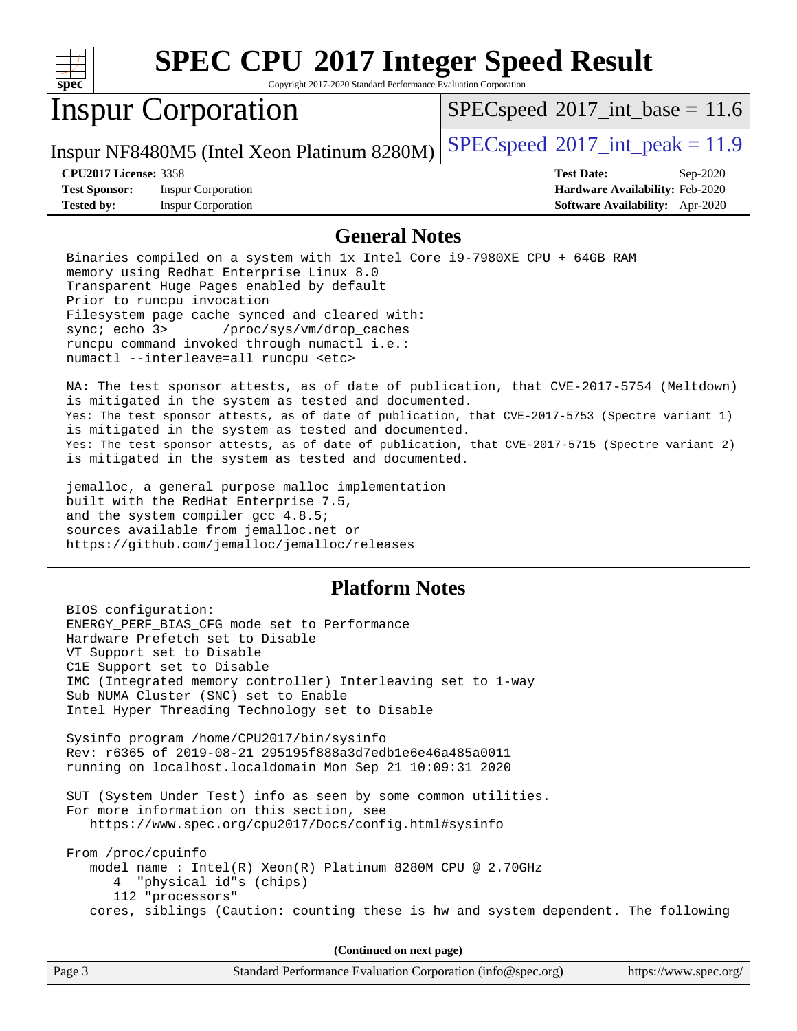# SPEC CPU 2017 Integer Speed Result

Copyright 2017-2020 Standard Performance Evaluation Corporation

## Inspur Corporation

Inspur NF8480M5 (Intel Xeon Platinum 8280M)

SPECspeed 2017_int_base = 11.6

SPECspeed 2017_int_peak = 11.9

**CPU2017 License:** 3358
**Test Sponsor:** Inspur Corporation
**Tested by:** Inspur Corporation

**Test Date:** Sep-2020
**Hardware Availability:** Feb-2020
**Software Availability:** Apr-2020

## General Notes

```
Binaries compiled on a system with 1x Intel Core i9-7980XE CPU + 64GB RAM
memory using Redhat Enterprise Linux 8.0
Transparent Huge Pages enabled by default
Prior to runcpu invocation
Filesystem page cache synced and cleared with:
sync; echo 3>       /proc/sys/vm/drop_caches
runcpu command invoked through numactl i.e.:
numactl --interleave=all runcpu <etc>

NA: The test sponsor attests, as of date of publication, that CVE-2017-5754 (Meltdown)
is mitigated in the system as tested and documented.
Yes: The test sponsor attests, as of date of publication, that CVE-2017-5753 (Spectre variant 1)
is mitigated in the system as tested and documented.
Yes: The test sponsor attests, as of date of publication, that CVE-2017-5715 (Spectre variant 2)
is mitigated in the system as tested and documented.

jemalloc, a general purpose malloc implementation
built with the RedHat Enterprise 7.5,
and the system compiler gcc 4.8.5;
sources available from jemalloc.net or
https://github.com/jemalloc/jemalloc/releases
```

## Platform Notes

```
BIOS configuration:
ENERGY_PERF_BIAS_CFG mode set to Performance
Hardware Prefetch set to Disable
VT Support set to Disable
C1E Support set to Disable
IMC (Integrated memory controller) Interleaving set to 1-way
Sub NUMA Cluster (SNC) set to Enable
Intel Hyper Threading Technology set to Disable

Sysinfo program /home/CPU2017/bin/sysinfo
Rev: r6365 of 2019-08-21 295195f888a3d7edb1e6e46a485a0011
running on localhost.localdomain Mon Sep 21 10:09:31 2020

SUT (System Under Test) info as seen by some common utilities.
For more information on this section, see
   https://www.spec.org/cpu2017/Docs/config.html#sysinfo

From /proc/cpuinfo
   model name : Intel(R) Xeon(R) Platinum 8280M CPU @ 2.70GHz
      4  "physical id"s (chips)
      112 "processors"
   cores, siblings (Caution: counting these is hw and system dependent. The following
```

(Continued on next page)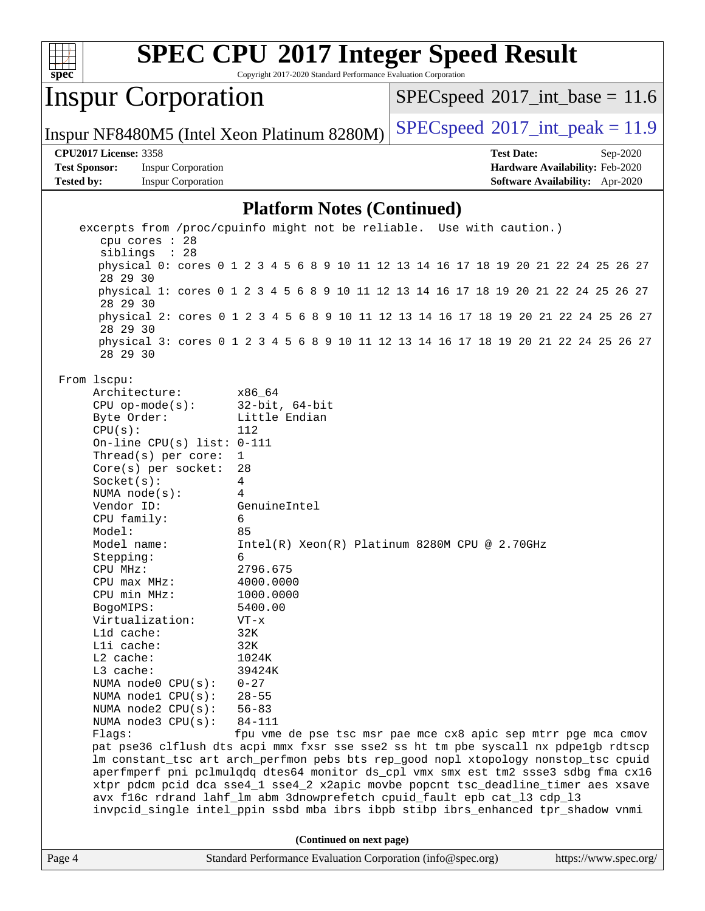## Platform Notes (Continued)

```
  excerpts from /proc/cpuinfo might not be reliable.  Use with caution.)
     cpu cores : 28
     siblings  : 28
     physical 0: cores 0 1 2 3 4 5 6 8 9 10 11 12 13 14 16 17 18 19 20 21 22 24 25 26 27
     28 29 30
     physical 1: cores 0 1 2 3 4 5 6 8 9 10 11 12 13 14 16 17 18 19 20 21 22 24 25 26 27
     28 29 30
     physical 2: cores 0 1 2 3 4 5 6 8 9 10 11 12 13 14 16 17 18 19 20 21 22 24 25 26 27
     28 29 30
     physical 3: cores 0 1 2 3 4 5 6 8 9 10 11 12 13 14 16 17 18 19 20 21 22 24 25 26 27
     28 29 30

From lscpu:
     Architecture:          x86_64
     CPU op-mode(s):        32-bit, 64-bit
     Byte Order:            Little Endian
     CPU(s):                112
     On-line CPU(s) list: 0-111
     Thread(s) per core:  1
     Core(s) per socket:  28
     Socket(s):             4
     NUMA node(s):          4
     Vendor ID:             GenuineIntel
     CPU family:            6
     Model:                 85
     Model name:            Intel(R) Xeon(R) Platinum 8280M CPU @ 2.70GHz
     Stepping:              6
     CPU MHz:               2796.675
     CPU max MHz:           4000.0000
     CPU min MHz:           1000.0000
     BogoMIPS:              5400.00
     Virtualization:        VT-x
     L1d cache:             32K
     L1i cache:             32K
     L2 cache:              1024K
     L3 cache:              39424K
     NUMA node0 CPU(s):     0-27
     NUMA node1 CPU(s):     28-55
     NUMA node2 CPU(s):     56-83
     NUMA node3 CPU(s):     84-111
     Flags:                 fpu vme de pse tsc msr pae mce cx8 apic sep mtrr pge mca cmov
     pat pse36 clflush dts acpi mmx fxsr sse sse2 ss ht tm pbe syscall nx pdpe1gb rdtscp
     lm constant_tsc art arch_perfmon pebs bts rep_good nopl xtopology nonstop_tsc cpuid
     aperfmperf pni pclmulqdq dtes64 monitor ds_cpl vmx smx est tm2 ssse3 sdbg fma cx16
     xtpr pdcm pcid dca sse4_1 sse4_2 x2apic movbe popcnt tsc_deadline_timer aes xsave
     avx f16c rdrand lahf_lm abm 3dnowprefetch cpuid_fault epb cat_l3 cdp_l3
     invpcid_single intel_ppin ssbd mba ibrs ibpb stibp ibrs_enhanced tpr_shadow vnmi
```

**(Continued on next page)**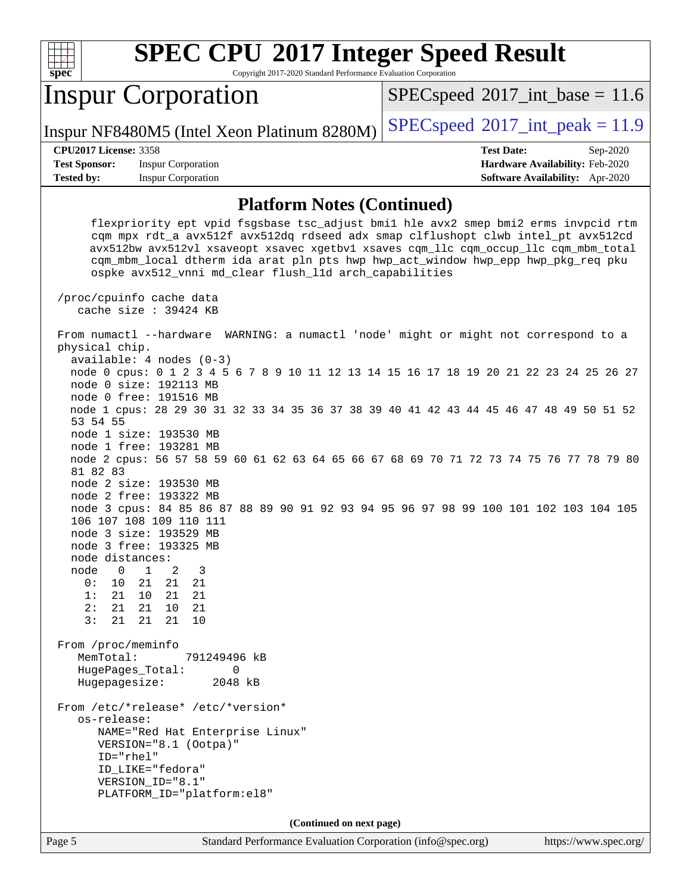## Platform Notes (Continued)

```
      flexpriority ept vpid fsgsbase tsc_adjust bmi1 hle avx2 smep bmi2 erms invpcid rtm
      cqm mpx rdt_a avx512f avx512dq rdseed adx smap clflushopt clwb intel_pt avx512cd
      avx512bw avx512vl xsaveopt xsavec xgetbv1 xsaves cqm_llc cqm_occup_llc cqm_mbm_total
      cqm_mbm_local dtherm ida arat pln pts hwp hwp_act_window hwp_epp hwp_pkg_req pku
      ospke avx512_vnni md_clear flush_l1d arch_capabilities

 /proc/cpuinfo cache data
    cache size : 39424 KB

 From numactl --hardware  WARNING: a numactl 'node' might or might not correspond to a
 physical chip.
   available: 4 nodes (0-3)
   node 0 cpus: 0 1 2 3 4 5 6 7 8 9 10 11 12 13 14 15 16 17 18 19 20 21 22 23 24 25 26 27
   node 0 size: 192113 MB
   node 0 free: 191516 MB
   node 1 cpus: 28 29 30 31 32 33 34 35 36 37 38 39 40 41 42 43 44 45 46 47 48 49 50 51 52
   53 54 55
   node 1 size: 193530 MB
   node 1 free: 193281 MB
   node 2 cpus: 56 57 58 59 60 61 62 63 64 65 66 67 68 69 70 71 72 73 74 75 76 77 78 79 80
   81 82 83
   node 2 size: 193530 MB
   node 2 free: 193322 MB
   node 3 cpus: 84 85 86 87 88 89 90 91 92 93 94 95 96 97 98 99 100 101 102 103 104 105
   106 107 108 109 110 111
   node 3 size: 193529 MB
   node 3 free: 193325 MB
   node distances:
   node   0   1   2   3
     0:  10  21  21  21
     1:  21  10  21  21
     2:  21  21  10  21
     3:  21  21  21  10

 From /proc/meminfo
    MemTotal:       791249496 kB
    HugePages_Total:       0
    Hugepagesize:       2048 kB

 From /etc/*release* /etc/*version*
    os-release:
       NAME="Red Hat Enterprise Linux"
       VERSION="8.1 (Ootpa)"
       ID="rhel"
       ID_LIKE="fedora"
       VERSION_ID="8.1"
       PLATFORM_ID="platform:el8"
```

**(Continued on next page)**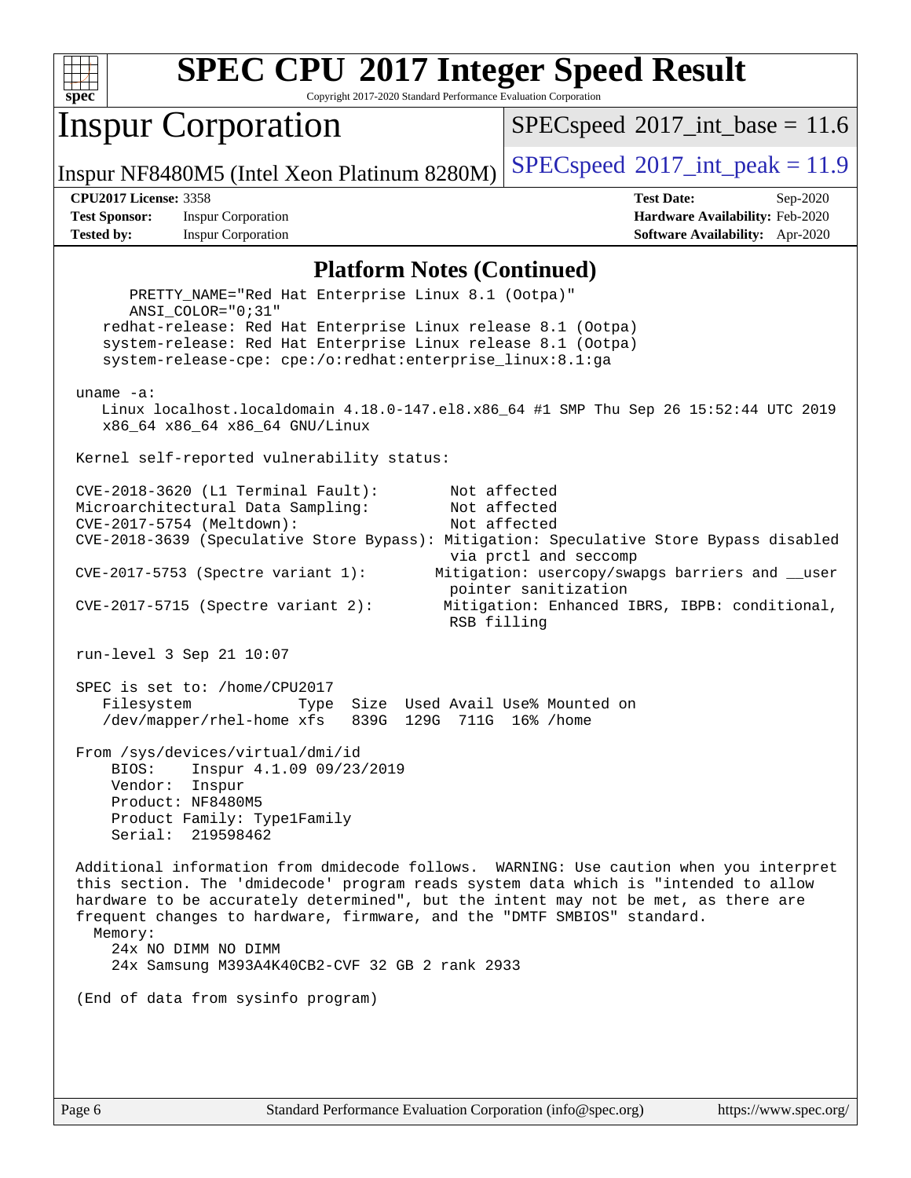## Platform Notes (Continued)

```
      PRETTY_NAME="Red Hat Enterprise Linux 8.1 (Ootpa)"
      ANSI_COLOR="0;31"
    redhat-release: Red Hat Enterprise Linux release 8.1 (Ootpa)
    system-release: Red Hat Enterprise Linux release 8.1 (Ootpa)
    system-release-cpe: cpe:/o:redhat:enterprise_linux:8.1:ga

 uname -a:
    Linux localhost.localdomain 4.18.0-147.el8.x86_64 #1 SMP Thu Sep 26 15:52:44 UTC 2019
    x86_64 x86_64 x86_64 GNU/Linux

 Kernel self-reported vulnerability status:

 CVE-2018-3620 (L1 Terminal Fault):          Not affected
 Microarchitectural Data Sampling:           Not affected
 CVE-2017-5754 (Meltdown):                   Not affected
 CVE-2018-3639 (Speculative Store Bypass): Mitigation: Speculative Store Bypass disabled
                                             via prctl and seccomp
 CVE-2017-5753 (Spectre variant 1):        Mitigation: usercopy/swapgs barriers and __user
                                             pointer sanitization
 CVE-2017-5715 (Spectre variant 2):         Mitigation: Enhanced IBRS, IBPB: conditional,
                                             RSB filling

 run-level 3 Sep 21 10:07

 SPEC is set to: /home/CPU2017
    Filesystem            Type  Size  Used Avail Use% Mounted on
    /dev/mapper/rhel-home xfs   839G  129G  711G  16% /home

 From /sys/devices/virtual/dmi/id
     BIOS:    Inspur 4.1.09 09/23/2019
     Vendor:  Inspur
     Product: NF8480M5
     Product Family: Type1Family
     Serial:  219598462

 Additional information from dmidecode follows.  WARNING: Use caution when you interpret
 this section. The 'dmidecode' program reads system data which is "intended to allow
 hardware to be accurately determined", but the intent may not be met, as there are
 frequent changes to hardware, firmware, and the "DMTF SMBIOS" standard.
   Memory:
     24x NO DIMM NO DIMM
     24x Samsung M393A4K40CB2-CVF 32 GB 2 rank 2933

 (End of data from sysinfo program)
```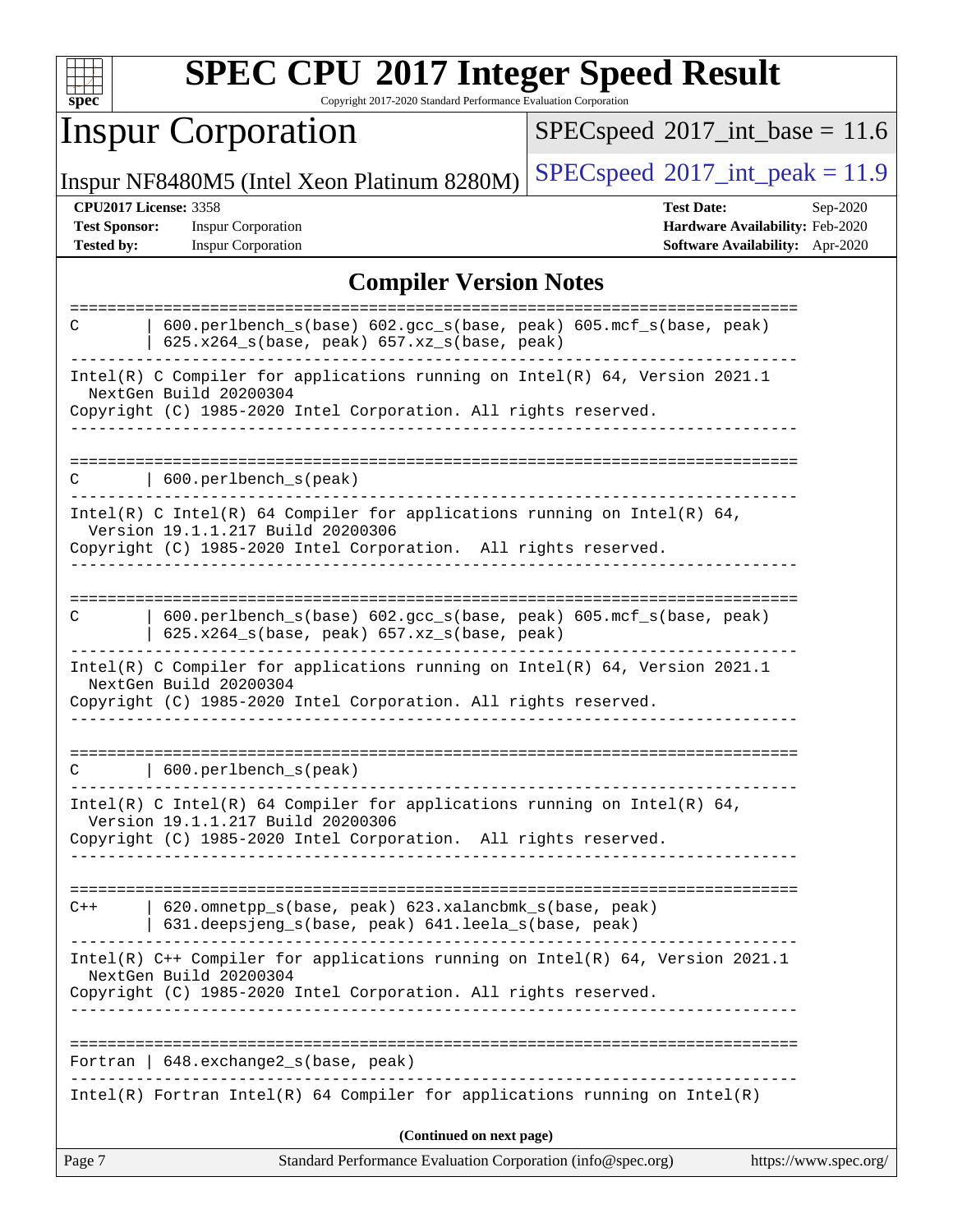# SPEC CPU 2017 Integer Speed Result

Copyright 2017-2020 Standard Performance Evaluation Corporation

## Inspur Corporation

Inspur NF8480M5 (Intel Xeon Platinum 8280M)

SPECspeed 2017_int_base = 11.6

SPECspeed 2017_int_peak = 11.9

**CPU2017 License:** 3358
**Test Sponsor:** Inspur Corporation
**Tested by:** Inspur Corporation

**Test Date:** Sep-2020
**Hardware Availability:** Feb-2020
**Software Availability:** Apr-2020

### Compiler Version Notes

```
==============================================================================
C       | 600.perlbench_s(base) 602.gcc_s(base, peak) 605.mcf_s(base, peak)
        | 625.x264_s(base, peak) 657.xz_s(base, peak)
------------------------------------------------------------------------------
Intel(R) C Compiler for applications running on Intel(R) 64, Version 2021.1
  NextGen Build 20200304
Copyright (C) 1985-2020 Intel Corporation. All rights reserved.
------------------------------------------------------------------------------

==============================================================================
C       | 600.perlbench_s(peak)
------------------------------------------------------------------------------
Intel(R) C Intel(R) 64 Compiler for applications running on Intel(R) 64,
  Version 19.1.1.217 Build 20200306
Copyright (C) 1985-2020 Intel Corporation.  All rights reserved.
------------------------------------------------------------------------------

==============================================================================
C       | 600.perlbench_s(base) 602.gcc_s(base, peak) 605.mcf_s(base, peak)
        | 625.x264_s(base, peak) 657.xz_s(base, peak)
------------------------------------------------------------------------------
Intel(R) C Compiler for applications running on Intel(R) 64, Version 2021.1
  NextGen Build 20200304
Copyright (C) 1985-2020 Intel Corporation. All rights reserved.
------------------------------------------------------------------------------

==============================================================================
C       | 600.perlbench_s(peak)
------------------------------------------------------------------------------
Intel(R) C Intel(R) 64 Compiler for applications running on Intel(R) 64,
  Version 19.1.1.217 Build 20200306
Copyright (C) 1985-2020 Intel Corporation.  All rights reserved.
------------------------------------------------------------------------------

==============================================================================
C++     | 620.omnetpp_s(base, peak) 623.xalancbmk_s(base, peak)
        | 631.deepsjeng_s(base, peak) 641.leela_s(base, peak)
------------------------------------------------------------------------------
Intel(R) C++ Compiler for applications running on Intel(R) 64, Version 2021.1
  NextGen Build 20200304
Copyright (C) 1985-2020 Intel Corporation. All rights reserved.
------------------------------------------------------------------------------

==============================================================================
Fortran | 648.exchange2_s(base, peak)
------------------------------------------------------------------------------
Intel(R) Fortran Intel(R) 64 Compiler for applications running on Intel(R)
```

**(Continued on next page)**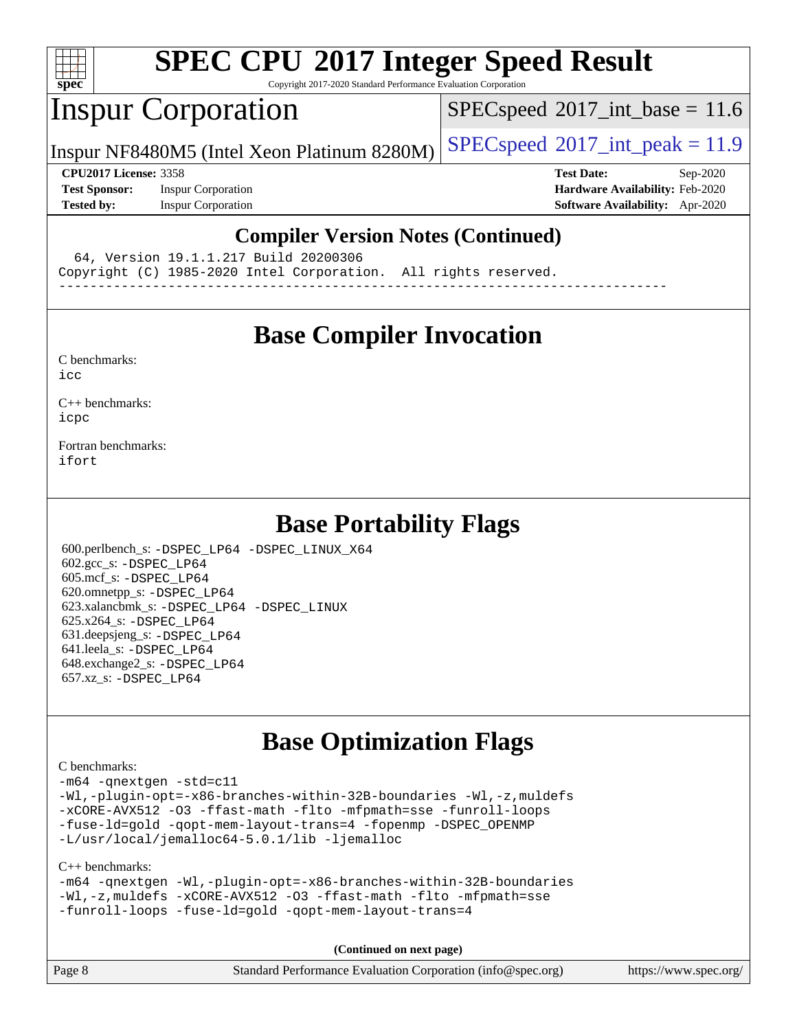# SPEC CPU 2017 Integer Speed Result

Copyright 2017-2020 Standard Performance Evaluation Corporation

## Inspur Corporation

Inspur NF8480M5 (Intel Xeon Platinum 8280M)

SPECspeed 2017_int_base = 11.6

SPECspeed 2017_int_peak = 11.9

**CPU2017 License:** 3358
**Test Sponsor:** Inspur Corporation
**Tested by:** Inspur Corporation

**Test Date:** Sep-2020
**Hardware Availability:** Feb-2020
**Software Availability:** Apr-2020

### Compiler Version Notes (Continued)

```
  64, Version 19.1.1.217 Build 20200306
Copyright (C) 1985-2020 Intel Corporation.  All rights reserved.
------------------------------------------------------------------------------
```

## Base Compiler Invocation

C benchmarks:
icc

C++ benchmarks:
icpc

Fortran benchmarks:
ifort

## Base Portability Flags

600.perlbench_s: -DSPEC_LP64 -DSPEC_LINUX_X64
602.gcc_s: -DSPEC_LP64
605.mcf_s: -DSPEC_LP64
620.omnetpp_s: -DSPEC_LP64
623.xalancbmk_s: -DSPEC_LP64 -DSPEC_LINUX
625.x264_s: -DSPEC_LP64
631.deepsjeng_s: -DSPEC_LP64
641.leela_s: -DSPEC_LP64
648.exchange2_s: -DSPEC_LP64
657.xz_s: -DSPEC_LP64

## Base Optimization Flags

C benchmarks:
-m64 -qnextgen -std=c11
-Wl,-plugin-opt=-x86-branches-within-32B-boundaries -Wl,-z,muldefs
-xCORE-AVX512 -O3 -ffast-math -flto -mfpmath=sse -funroll-loops
-fuse-ld=gold -qopt-mem-layout-trans=4 -fopenmp -DSPEC_OPENMP
-L/usr/local/jemalloc64-5.0.1/lib -ljemalloc

C++ benchmarks:
-m64 -qnextgen -Wl,-plugin-opt=-x86-branches-within-32B-boundaries
-Wl,-z,muldefs -xCORE-AVX512 -O3 -ffast-math -flto -mfpmath=sse
-funroll-loops -fuse-ld=gold -qopt-mem-layout-trans=4

**(Continued on next page)**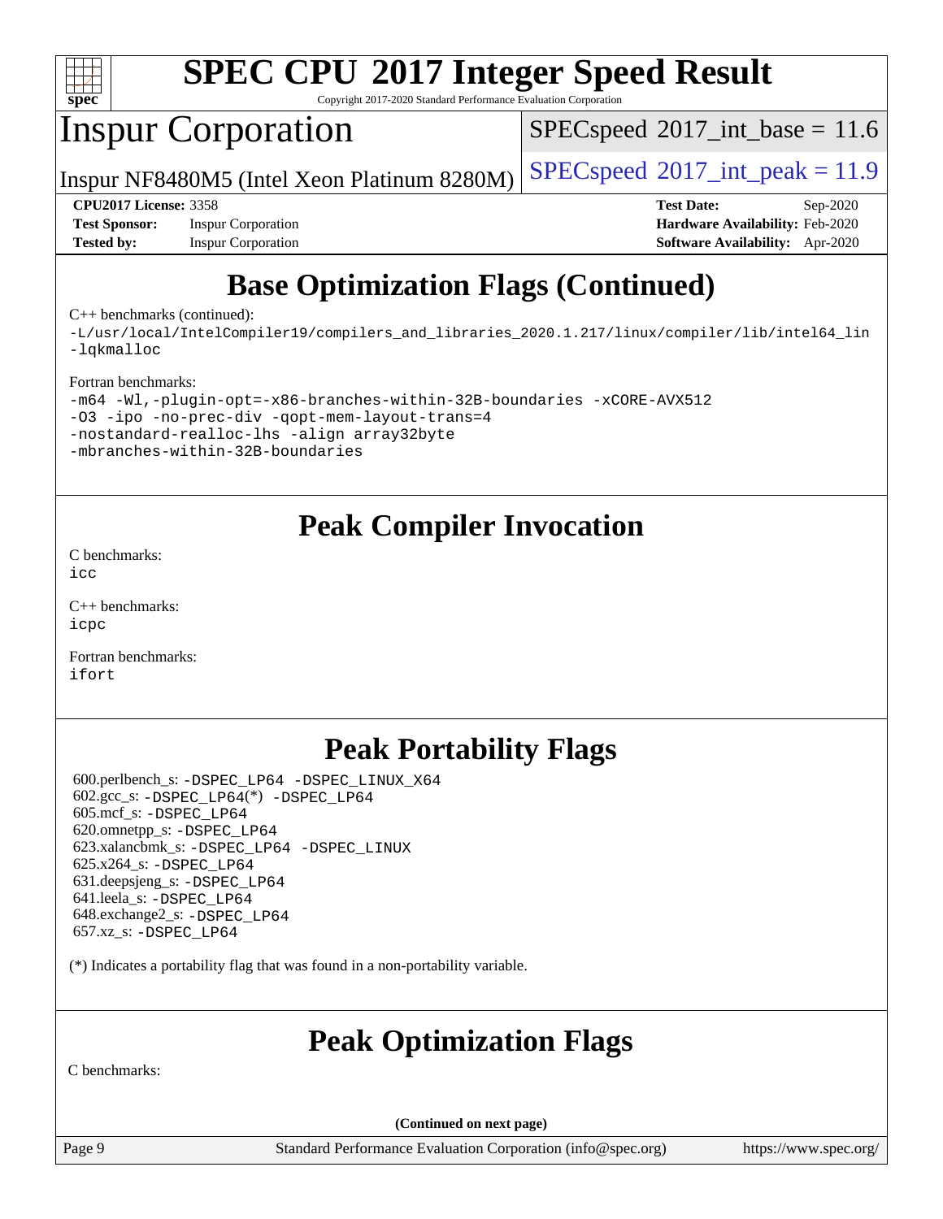# Base Optimization Flags (Continued)

C++ benchmarks (continued):

```
-L/usr/local/IntelCompiler19/compilers_and_libraries_2020.1.217/linux/compiler/lib/intel64_lin
-lqkmalloc
```

Fortran benchmarks:

```
-m64 -Wl,-plugin-opt=-x86-branches-within-32B-boundaries -xCORE-AVX512
-O3 -ipo -no-prec-div -qopt-mem-layout-trans=4
-nostandard-realloc-lhs -align array32byte
-mbranches-within-32B-boundaries
```

# Peak Compiler Invocation

C benchmarks:
icc

C++ benchmarks:
icpc

Fortran benchmarks:
ifort

# Peak Portability Flags

600.perlbench_s: -DSPEC_LP64 -DSPEC_LINUX_X64
602.gcc_s: -DSPEC_LP64(*) -DSPEC_LP64
605.mcf_s: -DSPEC_LP64
620.omnetpp_s: -DSPEC_LP64
623.xalancbmk_s: -DSPEC_LP64 -DSPEC_LINUX
625.x264_s: -DSPEC_LP64
631.deepsjeng_s: -DSPEC_LP64
641.leela_s: -DSPEC_LP64
648.exchange2_s: -DSPEC_LP64
657.xz_s: -DSPEC_LP64

(*) Indicates a portability flag that was found in a non-portability variable.

# Peak Optimization Flags

C benchmarks:

**(Continued on next page)**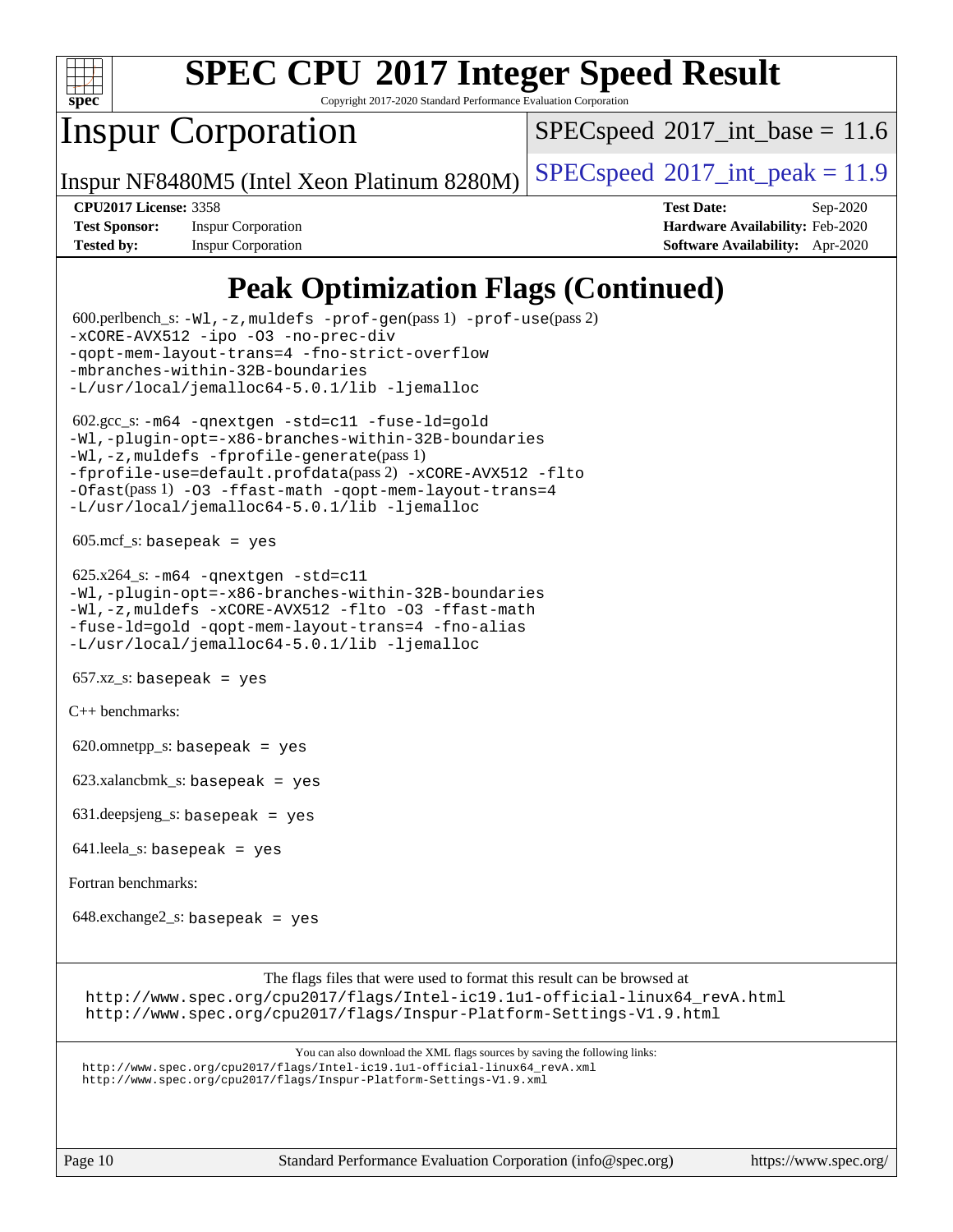# Peak Optimization Flags (Continued)

600.perlbench_s: -Wl,-z,muldefs -prof-gen(pass 1) -prof-use(pass 2) -xCORE-AVX512 -ipo -O3 -no-prec-div -qopt-mem-layout-trans=4 -fno-strict-overflow -mbranches-within-32B-boundaries -L/usr/local/jemalloc64-5.0.1/lib -ljemalloc

602.gcc_s: -m64 -qnextgen -std=c11 -fuse-ld=gold -Wl,-plugin-opt=-x86-branches-within-32B-boundaries -Wl,-z,muldefs -fprofile-generate(pass 1) -fprofile-use=default.profdata(pass 2) -xCORE-AVX512 -flto -Ofast(pass 1) -O3 -ffast-math -qopt-mem-layout-trans=4 -L/usr/local/jemalloc64-5.0.1/lib -ljemalloc

605.mcf_s: basepeak = yes

625.x264_s: -m64 -qnextgen -std=c11 -Wl,-plugin-opt=-x86-branches-within-32B-boundaries -Wl,-z,muldefs -xCORE-AVX512 -flto -O3 -ffast-math -fuse-ld=gold -qopt-mem-layout-trans=4 -fno-alias -L/usr/local/jemalloc64-5.0.1/lib -ljemalloc

657.xz_s: basepeak = yes

C++ benchmarks:

620.omnetpp_s: basepeak = yes

623.xalancbmk_s: basepeak = yes

631.deepsjeng_s: basepeak = yes

641.leela_s: basepeak = yes

Fortran benchmarks:

648.exchange2_s: basepeak = yes

The flags files that were used to format this result can be browsed at
http://www.spec.org/cpu2017/flags/Intel-ic19.1u1-official-linux64_revA.html
http://www.spec.org/cpu2017/flags/Inspur-Platform-Settings-V1.9.html

You can also download the XML flags sources by saving the following links:
http://www.spec.org/cpu2017/flags/Intel-ic19.1u1-official-linux64_revA.xml
http://www.spec.org/cpu2017/flags/Inspur-Platform-Settings-V1.9.xml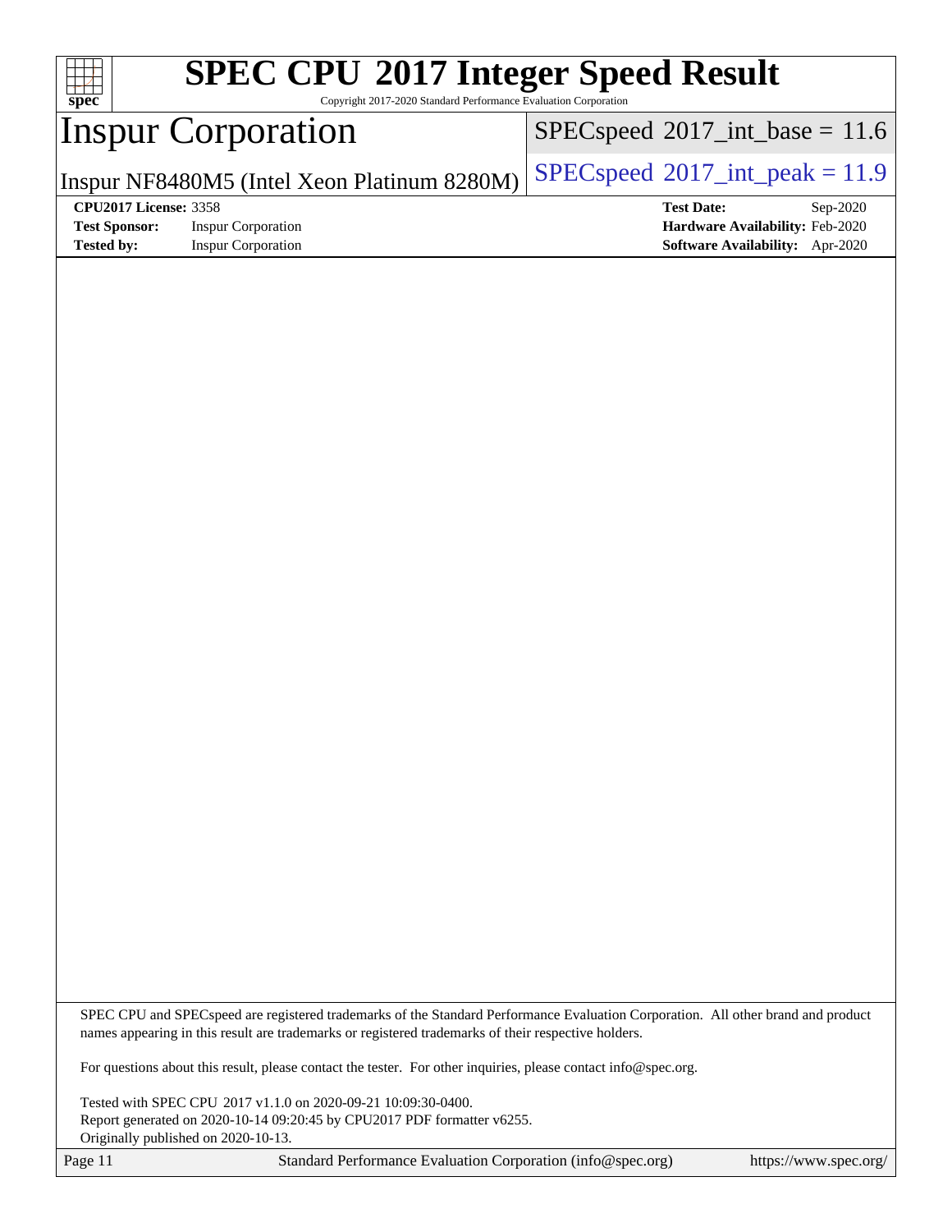SPEC CPU and SPECspeed are registered trademarks of the Standard Performance Evaluation Corporation. All other brand and product names appearing in this result are trademarks or registered trademarks of their respective holders.

For questions about this result, please contact the tester. For other inquiries, please contact info@spec.org.

Tested with SPEC CPU 2017 v1.1.0 on 2020-09-21 10:09:30-0400.
Report generated on 2020-10-14 09:20:45 by CPU2017 PDF formatter v6255.
Originally published on 2020-10-13.